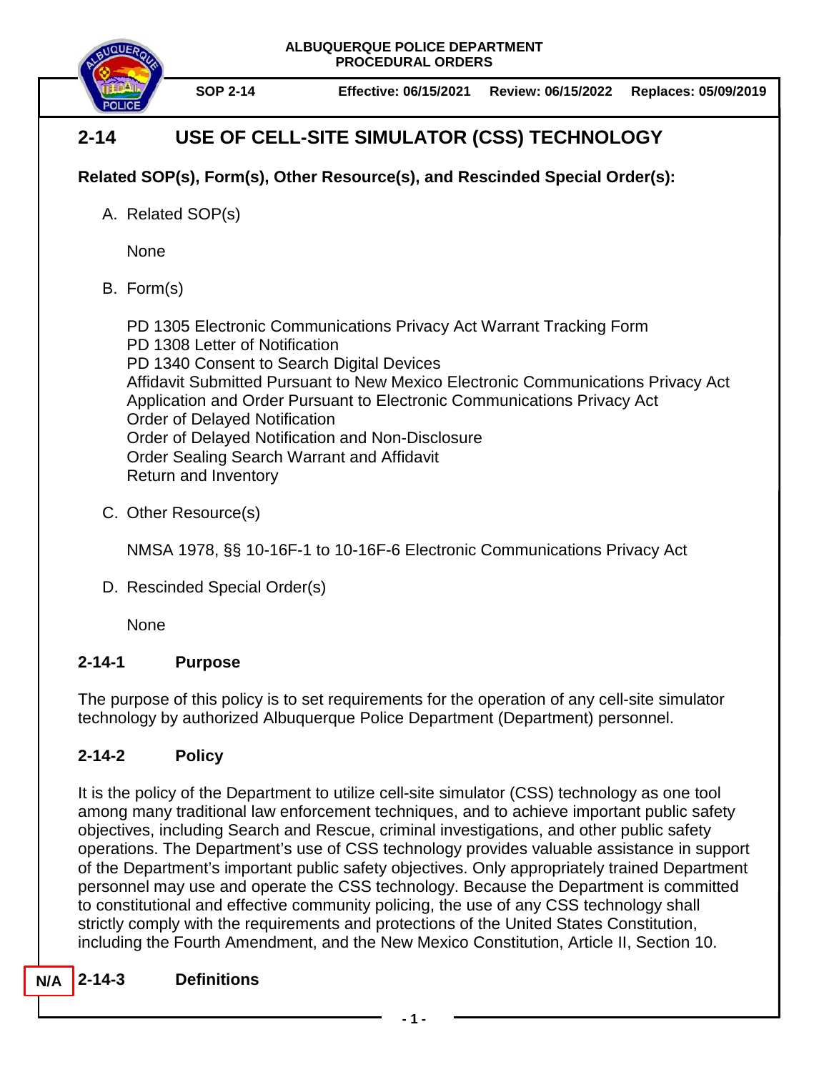ALBUQUERQUE POLICE DEPARTMENT
PROCEDURAL ORDERS

SOP 2-14 | Effective: 06/15/2021 | Review: 06/15/2022 | Replaces: 05/09/2019

# 2-14 USE OF CELL-SITE SIMULATOR (CSS) TECHNOLOGY

**Related SOP(s), Form(s), Other Resource(s), and Rescinded Special Order(s):**

A. Related SOP(s)

None

B. Form(s)

PD 1305 Electronic Communications Privacy Act Warrant Tracking Form
PD 1308 Letter of Notification
PD 1340 Consent to Search Digital Devices
Affidavit Submitted Pursuant to New Mexico Electronic Communications Privacy Act
Application and Order Pursuant to Electronic Communications Privacy Act
Order of Delayed Notification
Order of Delayed Notification and Non-Disclosure
Order Sealing Search Warrant and Affidavit
Return and Inventory

C. Other Resource(s)

NMSA 1978, §§ 10-16F-1 to 10-16F-6 Electronic Communications Privacy Act

D. Rescinded Special Order(s)

None

## 2-14-1 Purpose

The purpose of this policy is to set requirements for the operation of any cell-site simulator technology by authorized Albuquerque Police Department (Department) personnel.

## 2-14-2 Policy

It is the policy of the Department to utilize cell-site simulator (CSS) technology as one tool among many traditional law enforcement techniques, and to achieve important public safety objectives, including Search and Rescue, criminal investigations, and other public safety operations. The Department's use of CSS technology provides valuable assistance in support of the Department's important public safety objectives. Only appropriately trained Department personnel may use and operate the CSS technology. Because the Department is committed to constitutional and effective community policing, the use of any CSS technology shall strictly comply with the requirements and protections of the United States Constitution, including the Fourth Amendment, and the New Mexico Constitution, Article II, Section 10.

## N/A 2-14-3 Definitions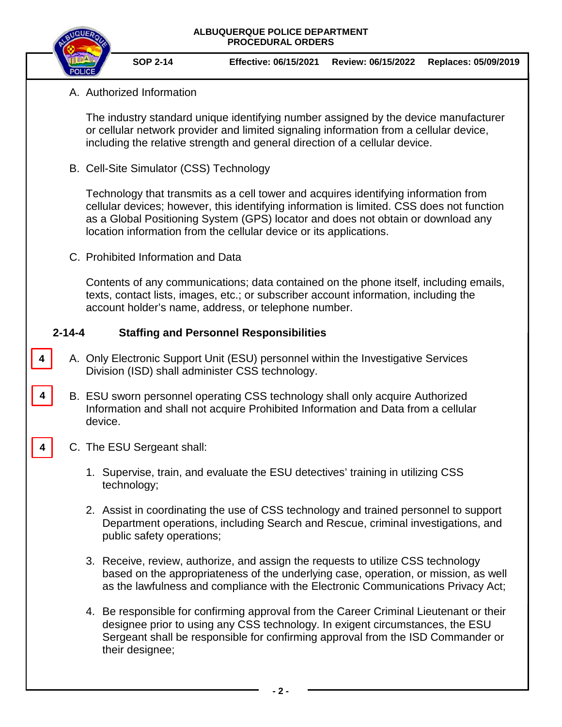A. Authorized Information

   The industry standard unique identifying number assigned by the device manufacturer or cellular network provider and limited signaling information from a cellular device, including the relative strength and general direction of a cellular device.

B. Cell-Site Simulator (CSS) Technology

   Technology that transmits as a cell tower and acquires identifying information from cellular devices; however, this identifying information is limited. CSS does not function as a Global Positioning System (GPS) locator and does not obtain or download any location information from the cellular device or its applications.

C. Prohibited Information and Data

   Contents of any communications; data contained on the phone itself, including emails, texts, contact lists, images, etc.; or subscriber account information, including the account holder's name, address, or telephone number.

## 2-14-4 Staffing and Personnel Responsibilities

4 A. Only Electronic Support Unit (ESU) personnel within the Investigative Services Division (ISD) shall administer CSS technology.

4 B. ESU sworn personnel operating CSS technology shall only acquire Authorized Information and shall not acquire Prohibited Information and Data from a cellular device.

4 C. The ESU Sergeant shall:

   1. Supervise, train, and evaluate the ESU detectives' training in utilizing CSS technology;

   2. Assist in coordinating the use of CSS technology and trained personnel to support Department operations, including Search and Rescue, criminal investigations, and public safety operations;

   3. Receive, review, authorize, and assign the requests to utilize CSS technology based on the appropriateness of the underlying case, operation, or mission, as well as the lawfulness and compliance with the Electronic Communications Privacy Act;

   4. Be responsible for confirming approval from the Career Criminal Lieutenant or their designee prior to using any CSS technology. In exigent circumstances, the ESU Sergeant shall be responsible for confirming approval from the ISD Commander or their designee;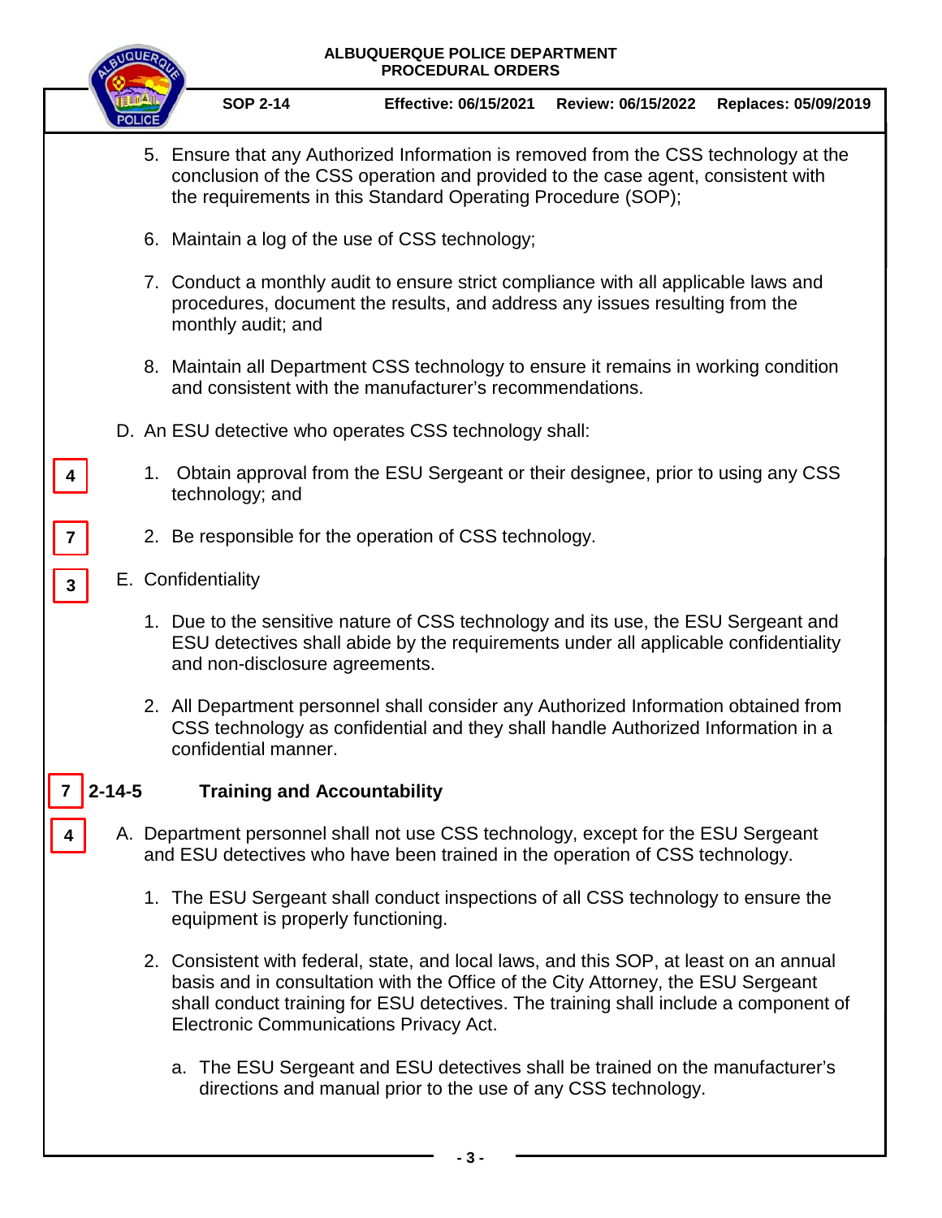5. Ensure that any Authorized Information is removed from the CSS technology at the conclusion of the CSS operation and provided to the case agent, consistent with the requirements in this Standard Operating Procedure (SOP);

6. Maintain a log of the use of CSS technology;

7. Conduct a monthly audit to ensure strict compliance with all applicable laws and procedures, document the results, and address any issues resulting from the monthly audit; and

8. Maintain all Department CSS technology to ensure it remains in working condition and consistent with the manufacturer's recommendations.

D. An ESU detective who operates CSS technology shall:

4 &nbsp; 1. Obtain approval from the ESU Sergeant or their designee, prior to using any CSS technology; and

7 &nbsp; 2. Be responsible for the operation of CSS technology.

3 &nbsp; E. Confidentiality

1. Due to the sensitive nature of CSS technology and its use, the ESU Sergeant and ESU detectives shall abide by the requirements under all applicable confidentiality and non-disclosure agreements.

2. All Department personnel shall consider any Authorized Information obtained from CSS technology as confidential and they shall handle Authorized Information in a confidential manner.

## 7 &nbsp; 2-14-5 Training and Accountability

4 &nbsp; A. Department personnel shall not use CSS technology, except for the ESU Sergeant and ESU detectives who have been trained in the operation of CSS technology.

1. The ESU Sergeant shall conduct inspections of all CSS technology to ensure the equipment is properly functioning.

2. Consistent with federal, state, and local laws, and this SOP, at least on an annual basis and in consultation with the Office of the City Attorney, the ESU Sergeant shall conduct training for ESU detectives. The training shall include a component of Electronic Communications Privacy Act.

   a. The ESU Sergeant and ESU detectives shall be trained on the manufacturer's directions and manual prior to the use of any CSS technology.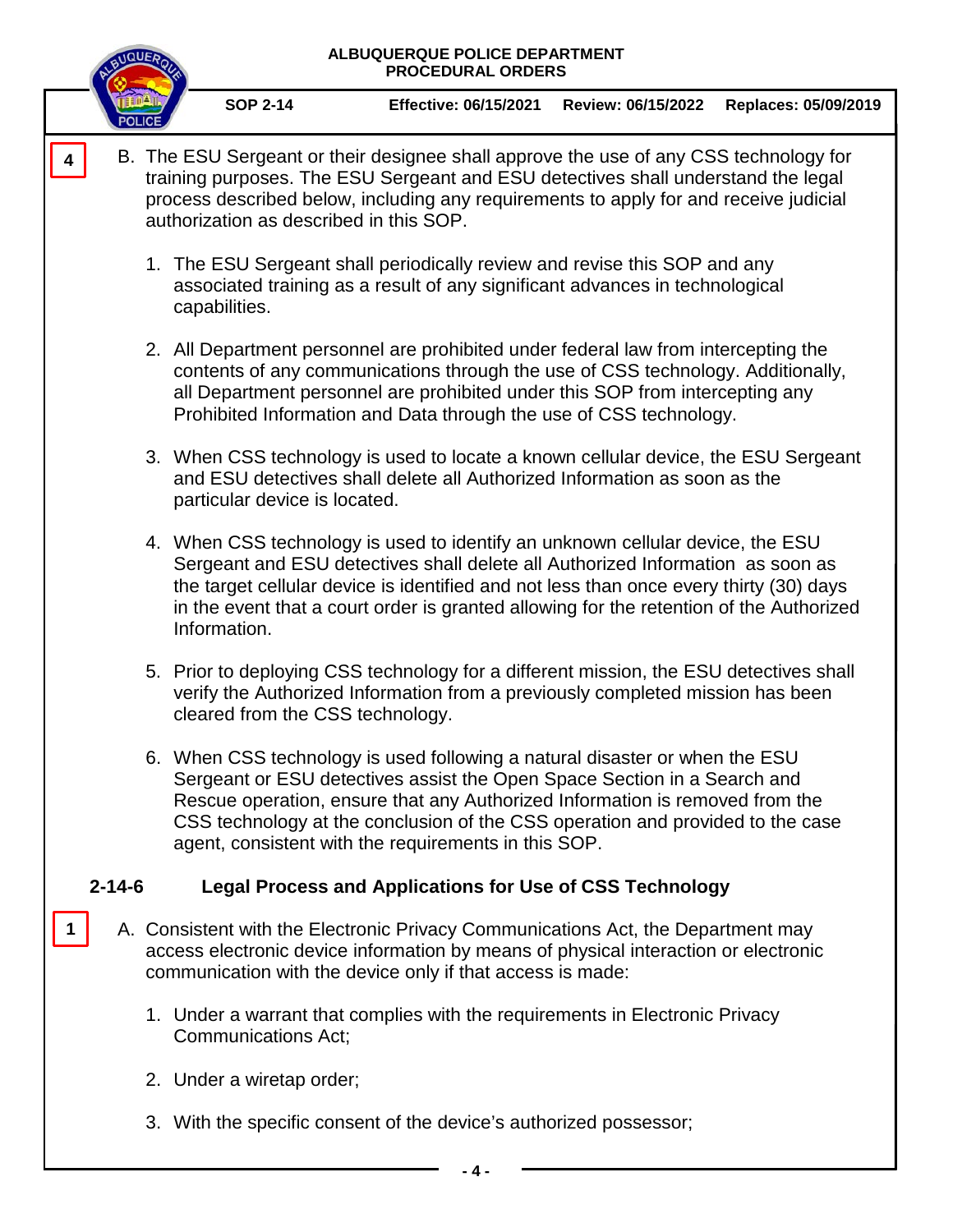4

B. The ESU Sergeant or their designee shall approve the use of any CSS technology for training purposes. The ESU Sergeant and ESU detectives shall understand the legal process described below, including any requirements to apply for and receive judicial authorization as described in this SOP.

1. The ESU Sergeant shall periodically review and revise this SOP and any associated training as a result of any significant advances in technological capabilities.

2. All Department personnel are prohibited under federal law from intercepting the contents of any communications through the use of CSS technology. Additionally, all Department personnel are prohibited under this SOP from intercepting any Prohibited Information and Data through the use of CSS technology.

3. When CSS technology is used to locate a known cellular device, the ESU Sergeant and ESU detectives shall delete all Authorized Information as soon as the particular device is located.

4. When CSS technology is used to identify an unknown cellular device, the ESU Sergeant and ESU detectives shall delete all Authorized Information as soon as the target cellular device is identified and not less than once every thirty (30) days in the event that a court order is granted allowing for the retention of the Authorized Information.

5. Prior to deploying CSS technology for a different mission, the ESU detectives shall verify the Authorized Information from a previously completed mission has been cleared from the CSS technology.

6. When CSS technology is used following a natural disaster or when the ESU Sergeant or ESU detectives assist the Open Space Section in a Search and Rescue operation, ensure that any Authorized Information is removed from the CSS technology at the conclusion of the CSS operation and provided to the case agent, consistent with the requirements in this SOP.

## 2-14-6 Legal Process and Applications for Use of CSS Technology

1

A. Consistent with the Electronic Privacy Communications Act, the Department may access electronic device information by means of physical interaction or electronic communication with the device only if that access is made:

1. Under a warrant that complies with the requirements in Electronic Privacy Communications Act;

2. Under a wiretap order;

3. With the specific consent of the device's authorized possessor;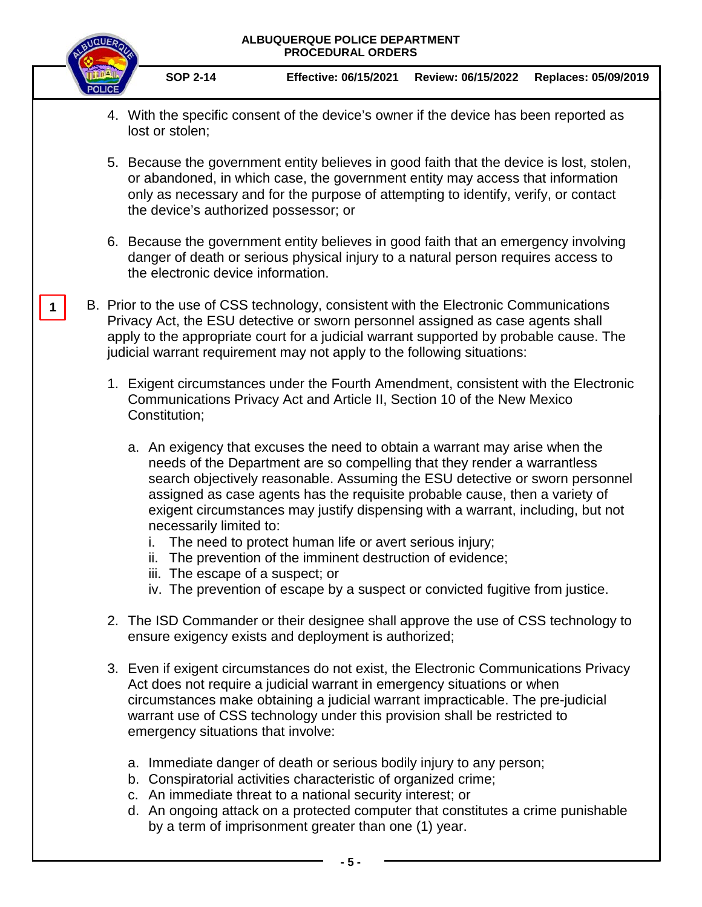4. With the specific consent of the device's owner if the device has been reported as lost or stolen;

5. Because the government entity believes in good faith that the device is lost, stolen, or abandoned, in which case, the government entity may access that information only as necessary and for the purpose of attempting to identify, verify, or contact the device's authorized possessor; or

6. Because the government entity believes in good faith that an emergency involving danger of death or serious physical injury to a natural person requires access to the electronic device information.

1

B. Prior to the use of CSS technology, consistent with the Electronic Communications Privacy Act, the ESU detective or sworn personnel assigned as case agents shall apply to the appropriate court for a judicial warrant supported by probable cause. The judicial warrant requirement may not apply to the following situations:

1. Exigent circumstances under the Fourth Amendment, consistent with the Electronic Communications Privacy Act and Article II, Section 10 of the New Mexico Constitution;

   a. An exigency that excuses the need to obtain a warrant may arise when the needs of the Department are so compelling that they render a warrantless search objectively reasonable. Assuming the ESU detective or sworn personnel assigned as case agents has the requisite probable cause, then a variety of exigent circumstances may justify dispensing with a warrant, including, but not necessarily limited to:
      i. The need to protect human life or avert serious injury;
      ii. The prevention of the imminent destruction of evidence;
      iii. The escape of a suspect; or
      iv. The prevention of escape by a suspect or convicted fugitive from justice.

2. The ISD Commander or their designee shall approve the use of CSS technology to ensure exigency exists and deployment is authorized;

3. Even if exigent circumstances do not exist, the Electronic Communications Privacy Act does not require a judicial warrant in emergency situations or when circumstances make obtaining a judicial warrant impracticable. The pre-judicial warrant use of CSS technology under this provision shall be restricted to emergency situations that involve:

   a. Immediate danger of death or serious bodily injury to any person;
   b. Conspiratorial activities characteristic of organized crime;
   c. An immediate threat to a national security interest; or
   d. An ongoing attack on a protected computer that constitutes a crime punishable by a term of imprisonment greater than one (1) year.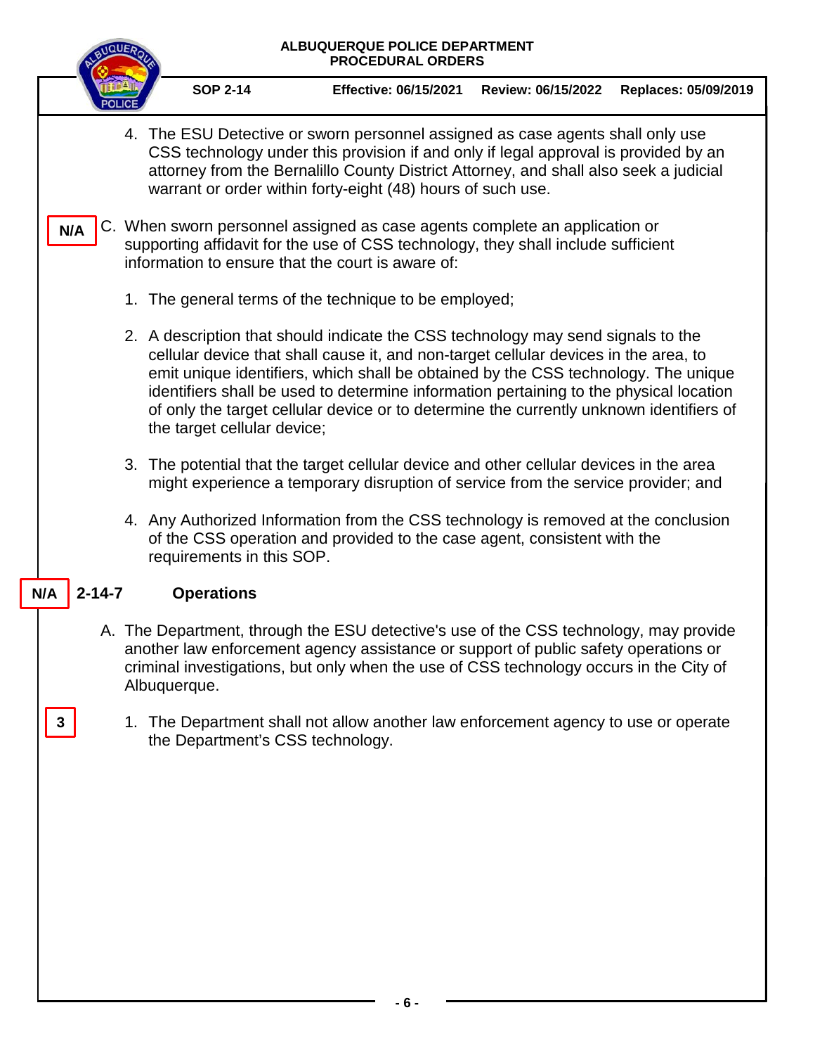4. The ESU Detective or sworn personnel assigned as case agents shall only use CSS technology under this provision if and only if legal approval is provided by an attorney from the Bernalillo County District Attorney, and shall also seek a judicial warrant or order within forty-eight (48) hours of such use.

N/A

C. When sworn personnel assigned as case agents complete an application or supporting affidavit for the use of CSS technology, they shall include sufficient information to ensure that the court is aware of:

1. The general terms of the technique to be employed;

2. A description that should indicate the CSS technology may send signals to the cellular device that shall cause it, and non-target cellular devices in the area, to emit unique identifiers, which shall be obtained by the CSS technology. The unique identifiers shall be used to determine information pertaining to the physical location of only the target cellular device or to determine the currently unknown identifiers of the target cellular device;

3. The potential that the target cellular device and other cellular devices in the area might experience a temporary disruption of service from the service provider; and

4. Any Authorized Information from the CSS technology is removed at the conclusion of the CSS operation and provided to the case agent, consistent with the requirements in this SOP.

## N/A 2-14-7 Operations

A. The Department, through the ESU detective's use of the CSS technology, may provide another law enforcement agency assistance or support of public safety operations or criminal investigations, but only when the use of CSS technology occurs in the City of Albuquerque.

3

1. The Department shall not allow another law enforcement agency to use or operate the Department's CSS technology.